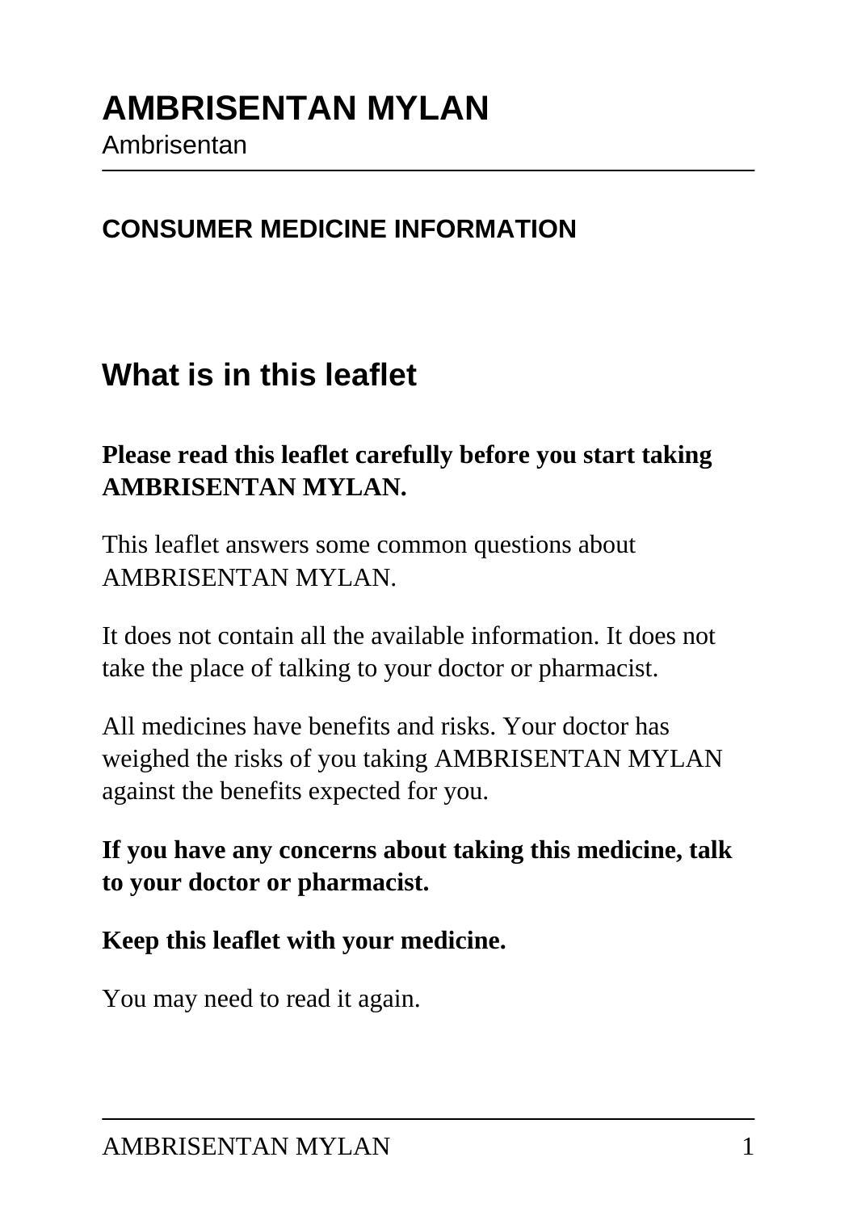# AMBRISENTAN MYLAN

Ambrisentan

## CONSUMER MEDICINE INFORMATION

## What is in this leaflet

**Please read this leaflet carefully before you start taking AMBRISENTAN MYLAN.**

This leaflet answers some common questions about AMBRISENTAN MYLAN.

It does not contain all the available information. It does not take the place of talking to your doctor or pharmacist.

All medicines have benefits and risks. Your doctor has weighed the risks of you taking AMBRISENTAN MYLAN against the benefits expected for you.

**If you have any concerns about taking this medicine, talk to your doctor or pharmacist.**

**Keep this leaflet with your medicine.**

You may need to read it again.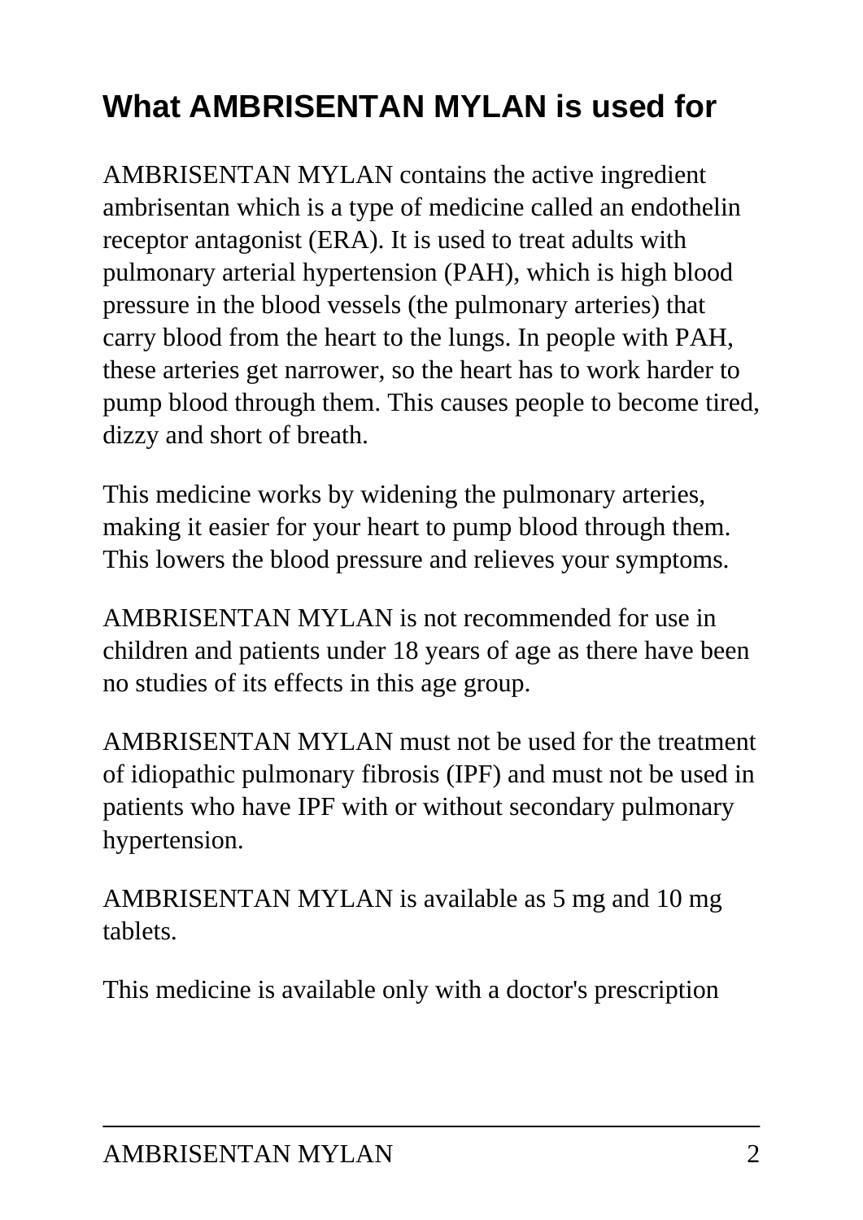## What AMBRISENTAN MYLAN is used for

AMBRISENTAN MYLAN contains the active ingredient ambrisentan which is a type of medicine called an endothelin receptor antagonist (ERA). It is used to treat adults with pulmonary arterial hypertension (PAH), which is high blood pressure in the blood vessels (the pulmonary arteries) that carry blood from the heart to the lungs. In people with PAH, these arteries get narrower, so the heart has to work harder to pump blood through them. This causes people to become tired, dizzy and short of breath.

This medicine works by widening the pulmonary arteries, making it easier for your heart to pump blood through them. This lowers the blood pressure and relieves your symptoms.

AMBRISENTAN MYLAN is not recommended for use in children and patients under 18 years of age as there have been no studies of its effects in this age group.

AMBRISENTAN MYLAN must not be used for the treatment of idiopathic pulmonary fibrosis (IPF) and must not be used in patients who have IPF with or without secondary pulmonary hypertension.

AMBRISENTAN MYLAN is available as 5 mg and 10 mg tablets.

This medicine is available only with a doctor's prescription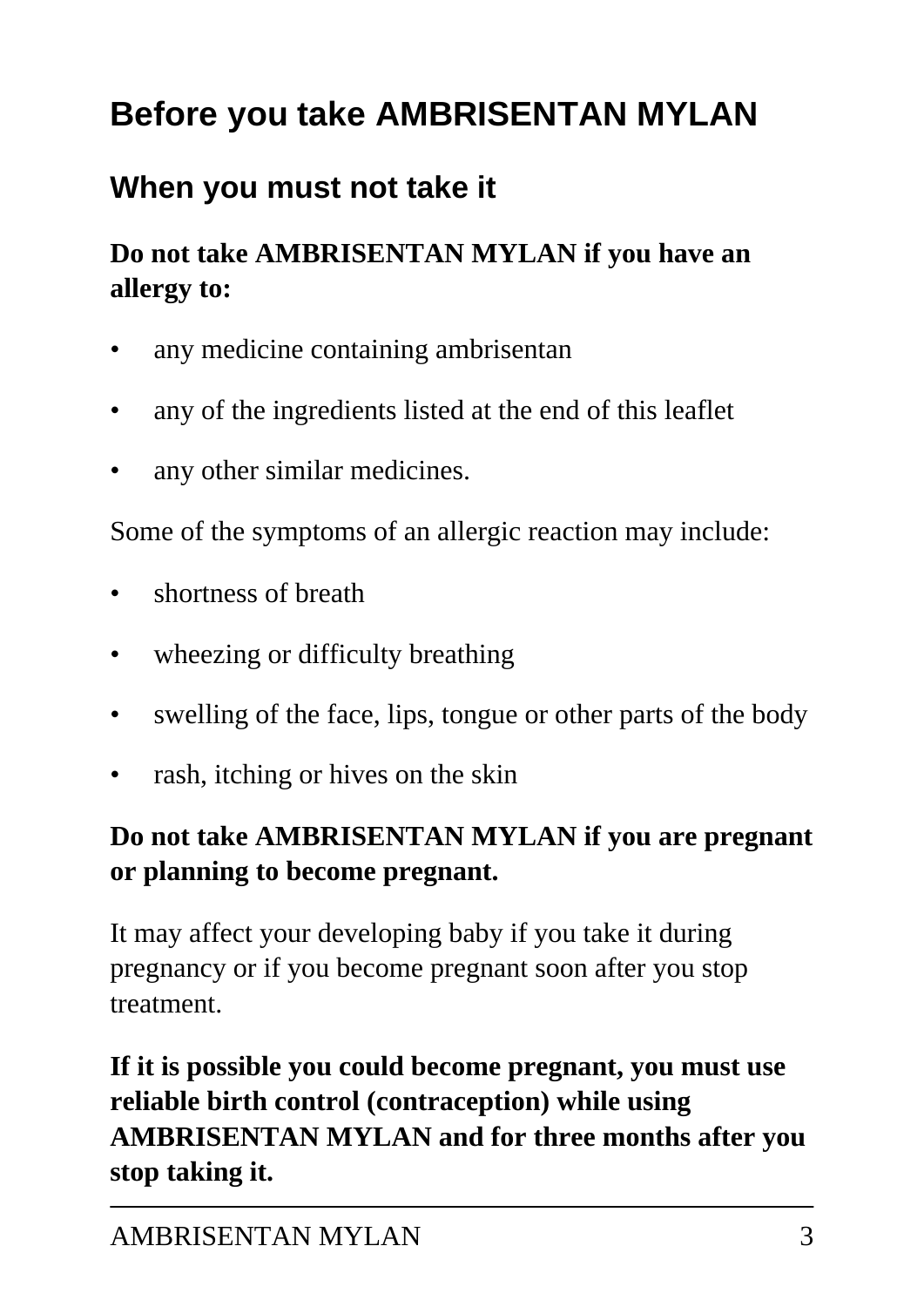# Before you take AMBRISENTAN MYLAN

## When you must not take it

**Do not take AMBRISENTAN MYLAN if you have an allergy to:**

- any medicine containing ambrisentan
- any of the ingredients listed at the end of this leaflet
- any other similar medicines.

Some of the symptoms of an allergic reaction may include:

- shortness of breath
- wheezing or difficulty breathing
- swelling of the face, lips, tongue or other parts of the body
- rash, itching or hives on the skin

**Do not take AMBRISENTAN MYLAN if you are pregnant or planning to become pregnant.**

It may affect your developing baby if you take it during pregnancy or if you become pregnant soon after you stop treatment.

**If it is possible you could become pregnant, you must use reliable birth control (contraception) while using AMBRISENTAN MYLAN and for three months after you stop taking it.**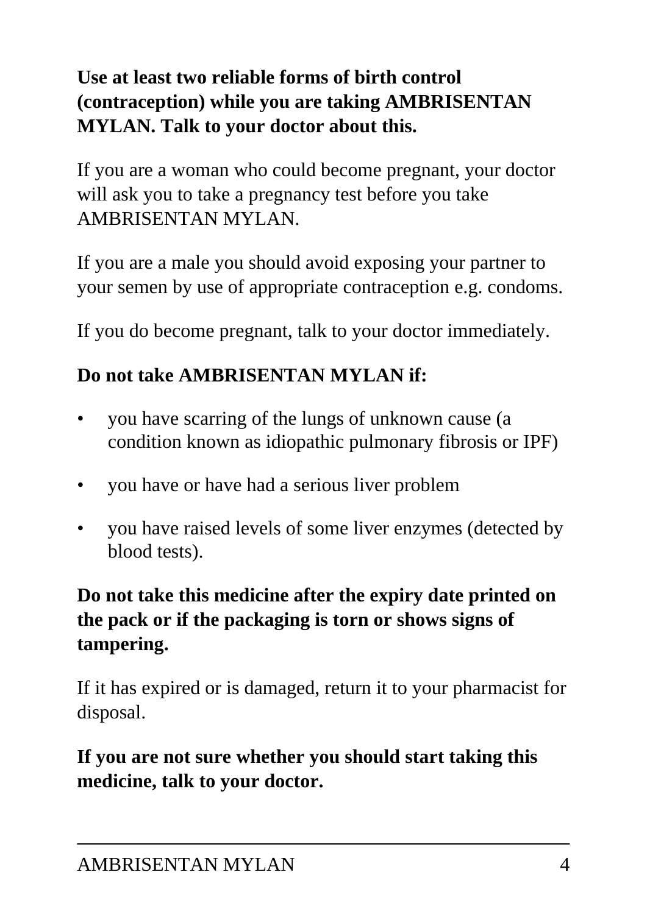**Use at least two reliable forms of birth control (contraception) while you are taking AMBRISENTAN MYLAN. Talk to your doctor about this.**

If you are a woman who could become pregnant, your doctor will ask you to take a pregnancy test before you take AMBRISENTAN MYLAN.

If you are a male you should avoid exposing your partner to your semen by use of appropriate contraception e.g. condoms.

If you do become pregnant, talk to your doctor immediately.

**Do not take AMBRISENTAN MYLAN if:**

- you have scarring of the lungs of unknown cause (a condition known as idiopathic pulmonary fibrosis or IPF)
- you have or have had a serious liver problem
- you have raised levels of some liver enzymes (detected by blood tests).

**Do not take this medicine after the expiry date printed on the pack or if the packaging is torn or shows signs of tampering.**

If it has expired or is damaged, return it to your pharmacist for disposal.

**If you are not sure whether you should start taking this medicine, talk to your doctor.**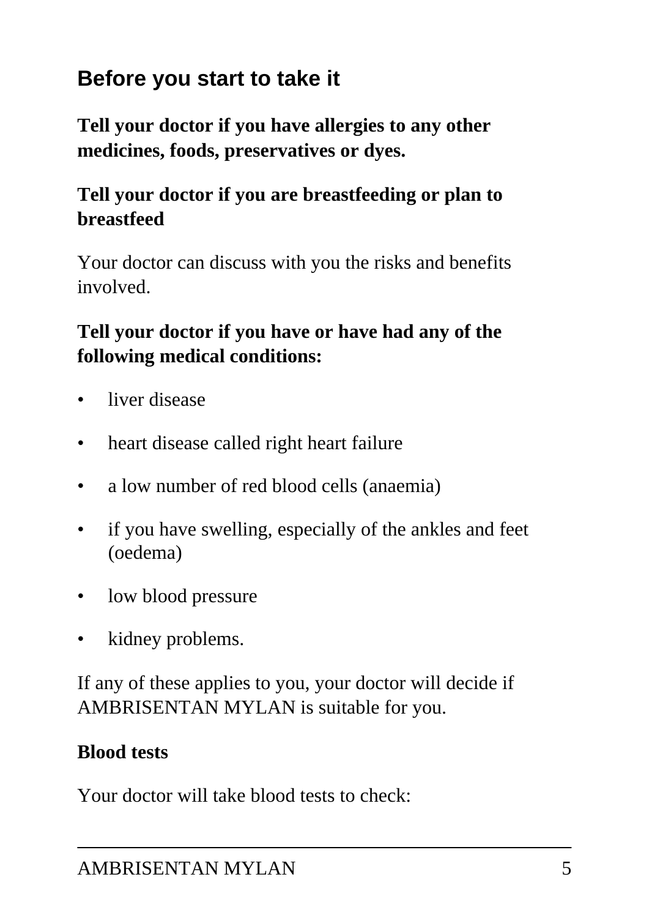## Before you start to take it

**Tell your doctor if you have allergies to any other medicines, foods, preservatives or dyes.**

**Tell your doctor if you are breastfeeding or plan to breastfeed**

Your doctor can discuss with you the risks and benefits involved.

**Tell your doctor if you have or have had any of the following medical conditions:**

- liver disease
- heart disease called right heart failure
- a low number of red blood cells (anaemia)
- if you have swelling, especially of the ankles and feet (oedema)
- low blood pressure
- kidney problems.

If any of these applies to you, your doctor will decide if AMBRISENTAN MYLAN is suitable for you.

**Blood tests**

Your doctor will take blood tests to check: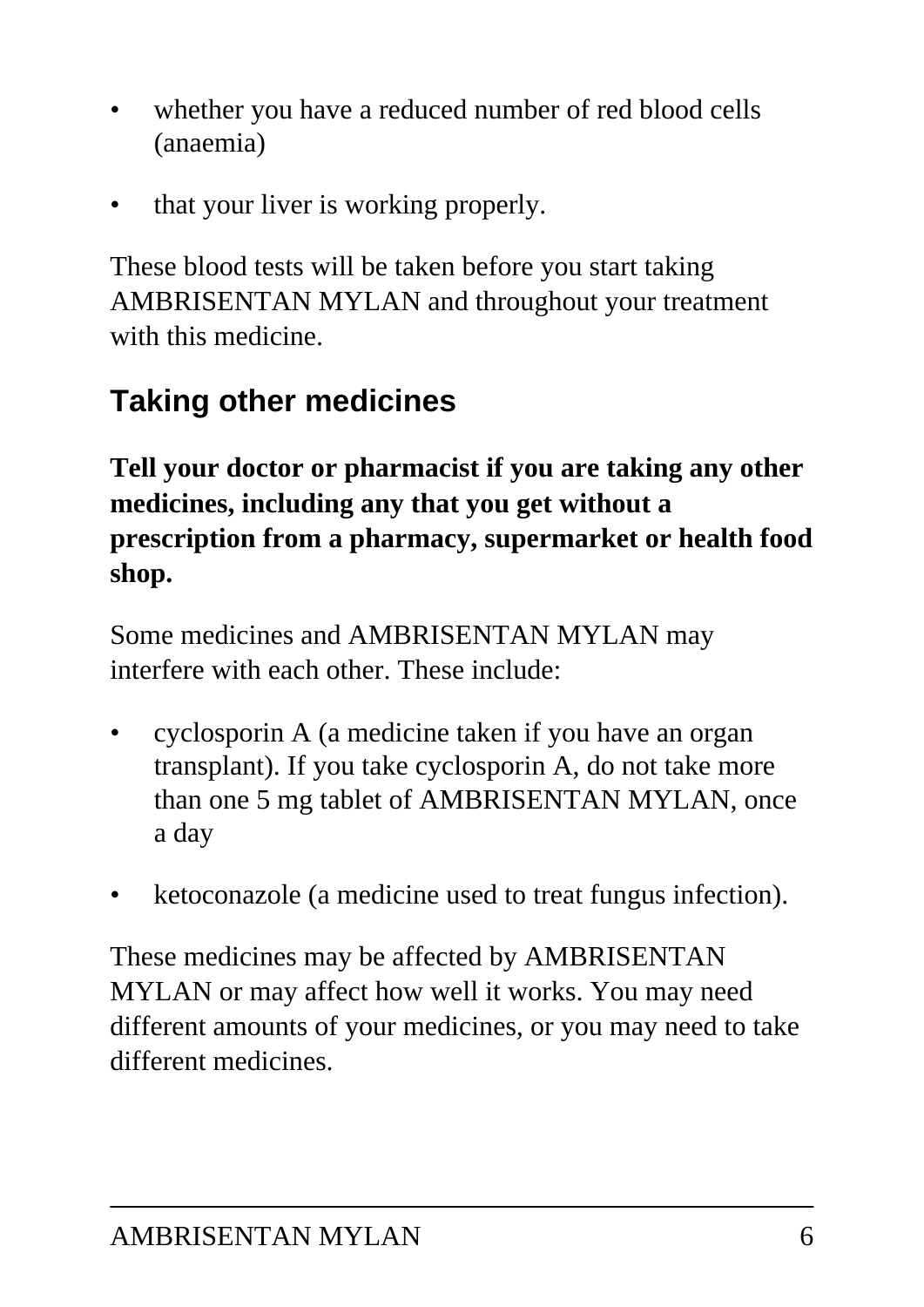- whether you have a reduced number of red blood cells (anaemia)
- that your liver is working properly.

These blood tests will be taken before you start taking AMBRISENTAN MYLAN and throughout your treatment with this medicine.

## Taking other medicines

**Tell your doctor or pharmacist if you are taking any other medicines, including any that you get without a prescription from a pharmacy, supermarket or health food shop.**

Some medicines and AMBRISENTAN MYLAN may interfere with each other. These include:

- cyclosporin A (a medicine taken if you have an organ transplant). If you take cyclosporin A, do not take more than one 5 mg tablet of AMBRISENTAN MYLAN, once a day
- ketoconazole (a medicine used to treat fungus infection).

These medicines may be affected by AMBRISENTAN MYLAN or may affect how well it works. You may need different amounts of your medicines, or you may need to take different medicines.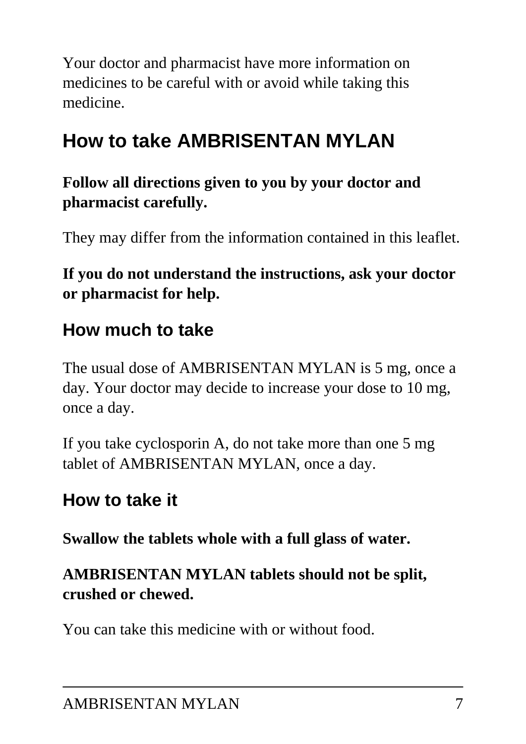Your doctor and pharmacist have more information on medicines to be careful with or avoid while taking this medicine.

# How to take AMBRISENTAN MYLAN

**Follow all directions given to you by your doctor and pharmacist carefully.**

They may differ from the information contained in this leaflet.

**If you do not understand the instructions, ask your doctor or pharmacist for help.**

## How much to take

The usual dose of AMBRISENTAN MYLAN is 5 mg, once a day. Your doctor may decide to increase your dose to 10 mg, once a day.

If you take cyclosporin A, do not take more than one 5 mg tablet of AMBRISENTAN MYLAN, once a day.

## How to take it

**Swallow the tablets whole with a full glass of water.**

**AMBRISENTAN MYLAN tablets should not be split, crushed or chewed.**

You can take this medicine with or without food.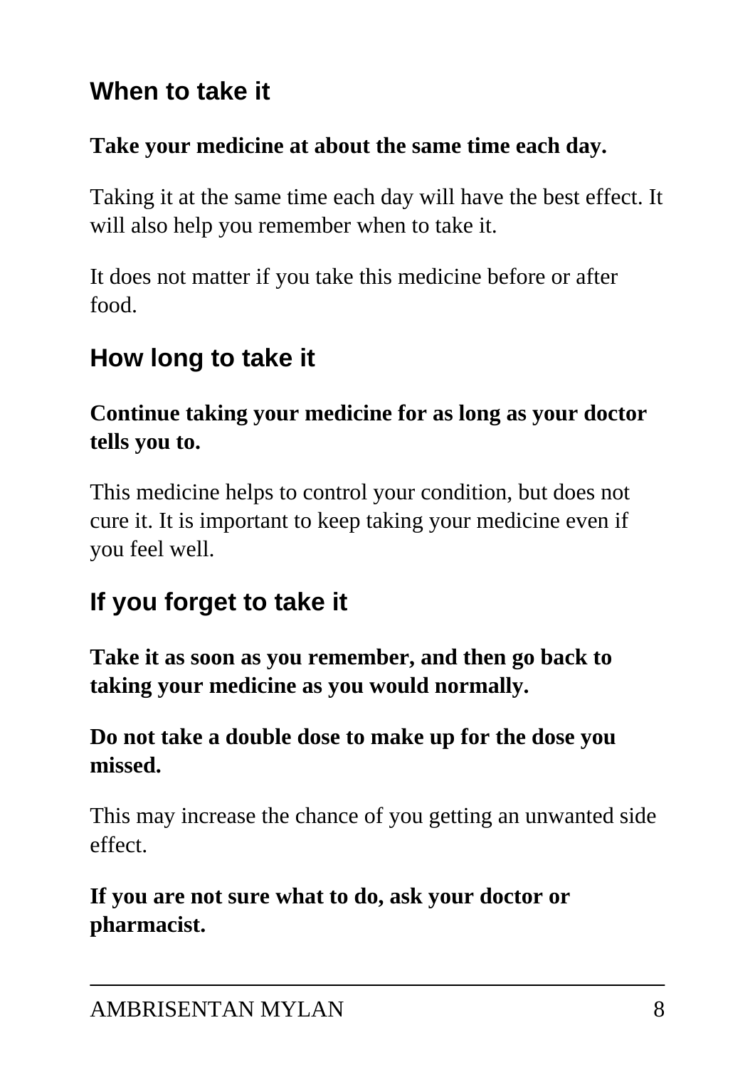## When to take it

**Take your medicine at about the same time each day.**

Taking it at the same time each day will have the best effect. It will also help you remember when to take it.

It does not matter if you take this medicine before or after food.

## How long to take it

**Continue taking your medicine for as long as your doctor tells you to.**

This medicine helps to control your condition, but does not cure it. It is important to keep taking your medicine even if you feel well.

## If you forget to take it

**Take it as soon as you remember, and then go back to taking your medicine as you would normally.**

**Do not take a double dose to make up for the dose you missed.**

This may increase the chance of you getting an unwanted side effect.

**If you are not sure what to do, ask your doctor or pharmacist.**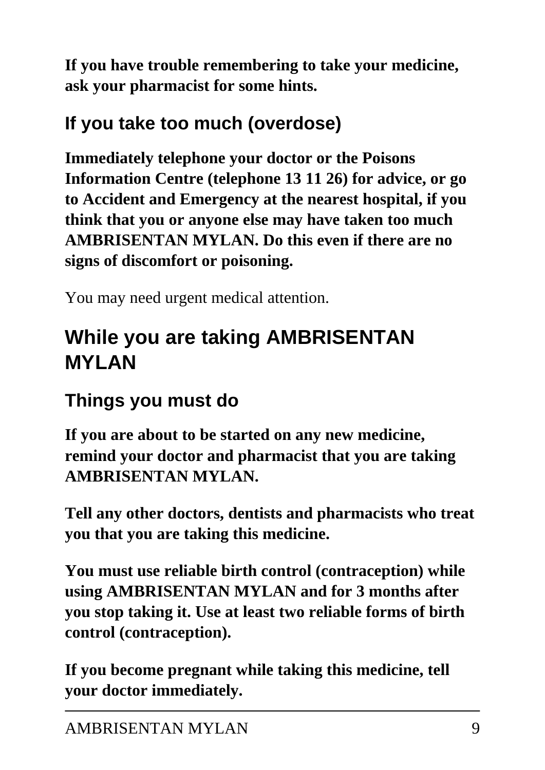**If you have trouble remembering to take your medicine, ask your pharmacist for some hints.**

### If you take too much (overdose)

**Immediately telephone your doctor or the Poisons Information Centre (telephone 13 11 26) for advice, or go to Accident and Emergency at the nearest hospital, if you think that you or anyone else may have taken too much AMBRISENTAN MYLAN. Do this even if there are no signs of discomfort or poisoning.**

You may need urgent medical attention.

## While you are taking AMBRISENTAN MYLAN

### Things you must do

**If you are about to be started on any new medicine, remind your doctor and pharmacist that you are taking AMBRISENTAN MYLAN.**

**Tell any other doctors, dentists and pharmacists who treat you that you are taking this medicine.**

**You must use reliable birth control (contraception) while using AMBRISENTAN MYLAN and for 3 months after you stop taking it. Use at least two reliable forms of birth control (contraception).**

**If you become pregnant while taking this medicine, tell your doctor immediately.**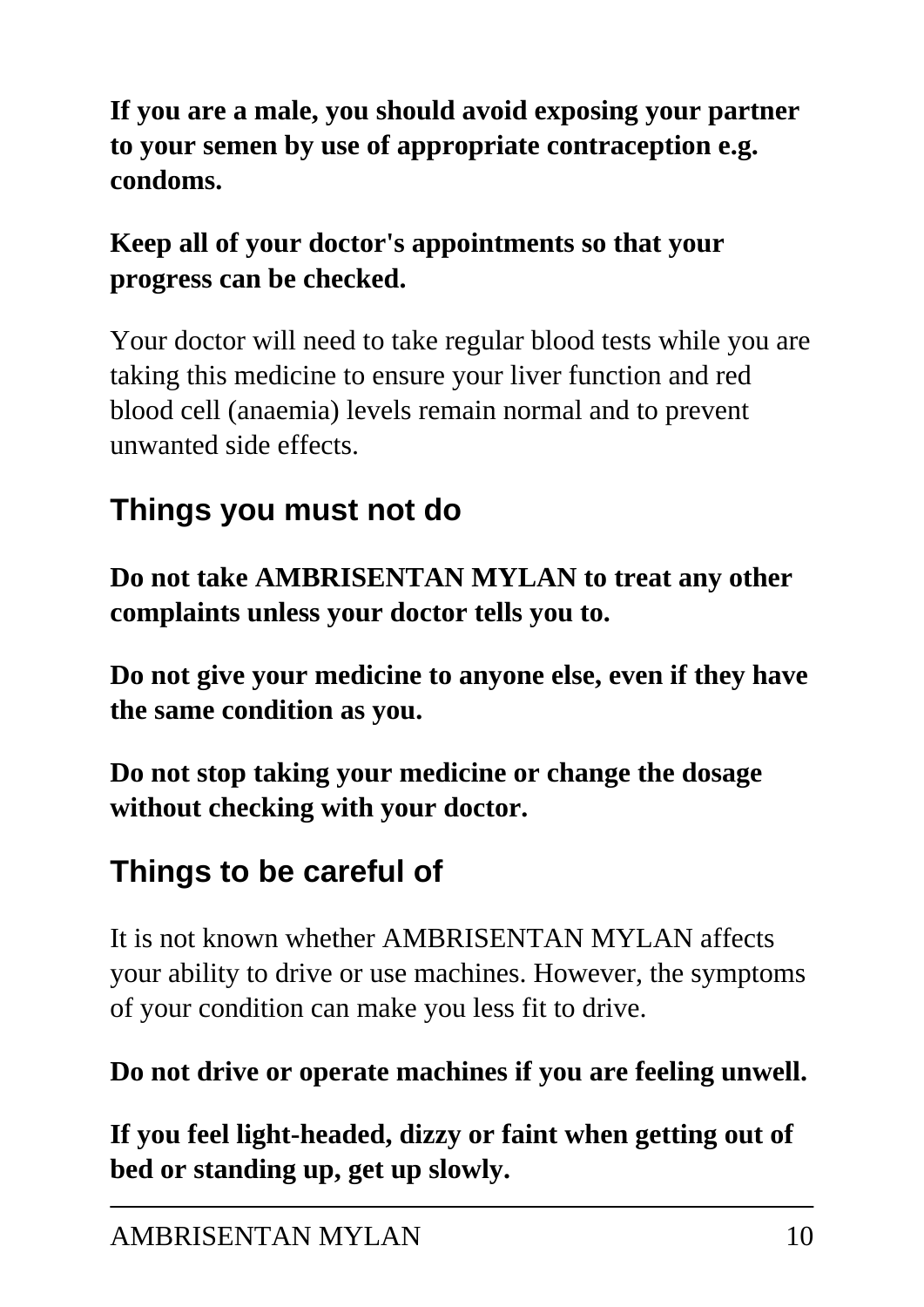**If you are a male, you should avoid exposing your partner to your semen by use of appropriate contraception e.g. condoms.**

**Keep all of your doctor's appointments so that your progress can be checked.**

Your doctor will need to take regular blood tests while you are taking this medicine to ensure your liver function and red blood cell (anaemia) levels remain normal and to prevent unwanted side effects.

## Things you must not do

**Do not take AMBRISENTAN MYLAN to treat any other complaints unless your doctor tells you to.**

**Do not give your medicine to anyone else, even if they have the same condition as you.**

**Do not stop taking your medicine or change the dosage without checking with your doctor.**

## Things to be careful of

It is not known whether AMBRISENTAN MYLAN affects your ability to drive or use machines. However, the symptoms of your condition can make you less fit to drive.

**Do not drive or operate machines if you are feeling unwell.**

**If you feel light-headed, dizzy or faint when getting out of bed or standing up, get up slowly.**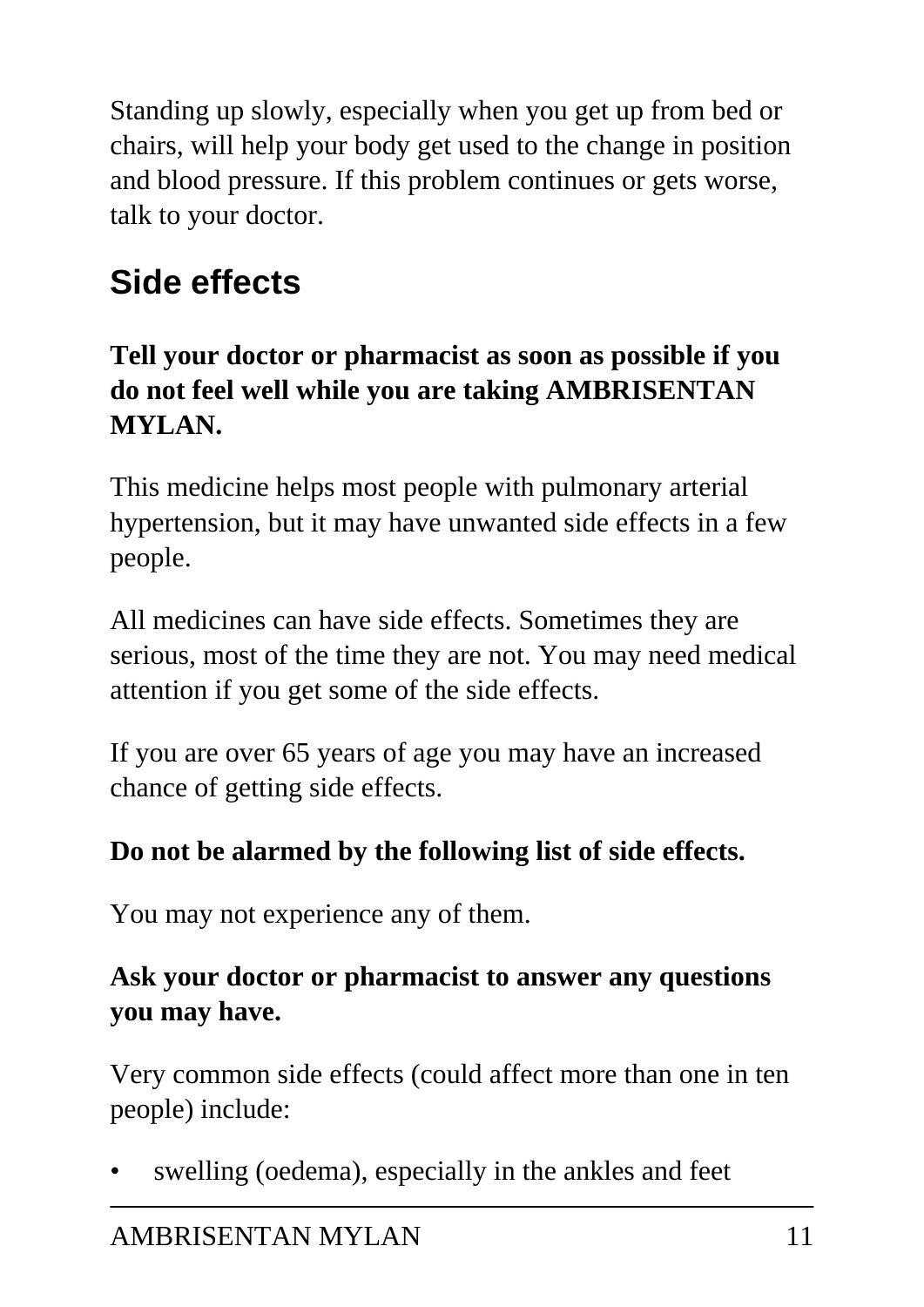Standing up slowly, especially when you get up from bed or chairs, will help your body get used to the change in position and blood pressure. If this problem continues or gets worse, talk to your doctor.

## Side effects

**Tell your doctor or pharmacist as soon as possible if you do not feel well while you are taking AMBRISENTAN MYLAN.**

This medicine helps most people with pulmonary arterial hypertension, but it may have unwanted side effects in a few people.

All medicines can have side effects. Sometimes they are serious, most of the time they are not. You may need medical attention if you get some of the side effects.

If you are over 65 years of age you may have an increased chance of getting side effects.

**Do not be alarmed by the following list of side effects.**

You may not experience any of them.

**Ask your doctor or pharmacist to answer any questions you may have.**

Very common side effects (could affect more than one in ten people) include:

- swelling (oedema), especially in the ankles and feet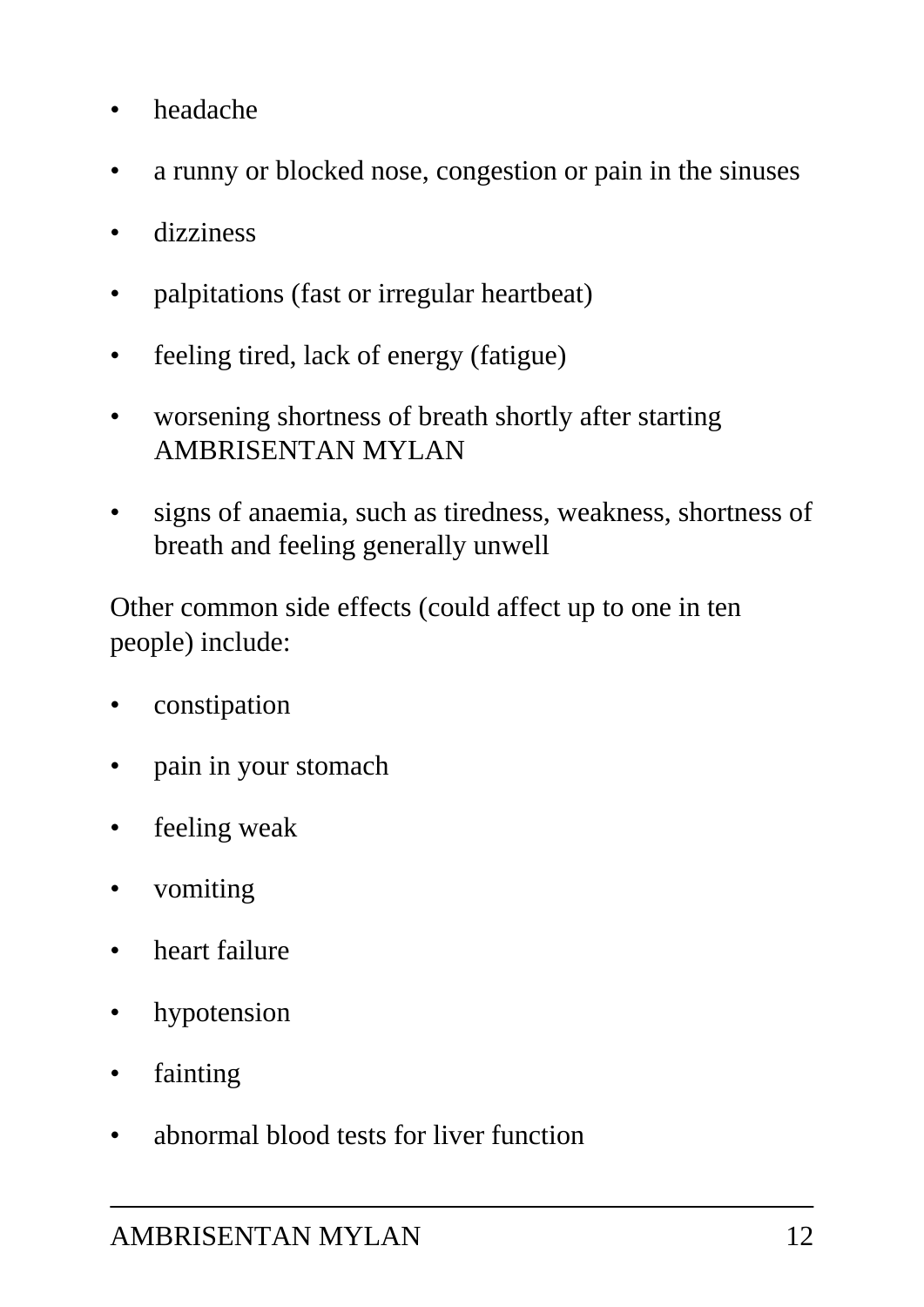- headache
- a runny or blocked nose, congestion or pain in the sinuses
- dizziness
- palpitations (fast or irregular heartbeat)
- feeling tired, lack of energy (fatigue)
- worsening shortness of breath shortly after starting AMBRISENTAN MYLAN
- signs of anaemia, such as tiredness, weakness, shortness of breath and feeling generally unwell

Other common side effects (could affect up to one in ten people) include:

- constipation
- pain in your stomach
- feeling weak
- vomiting
- heart failure
- hypotension
- fainting
- abnormal blood tests for liver function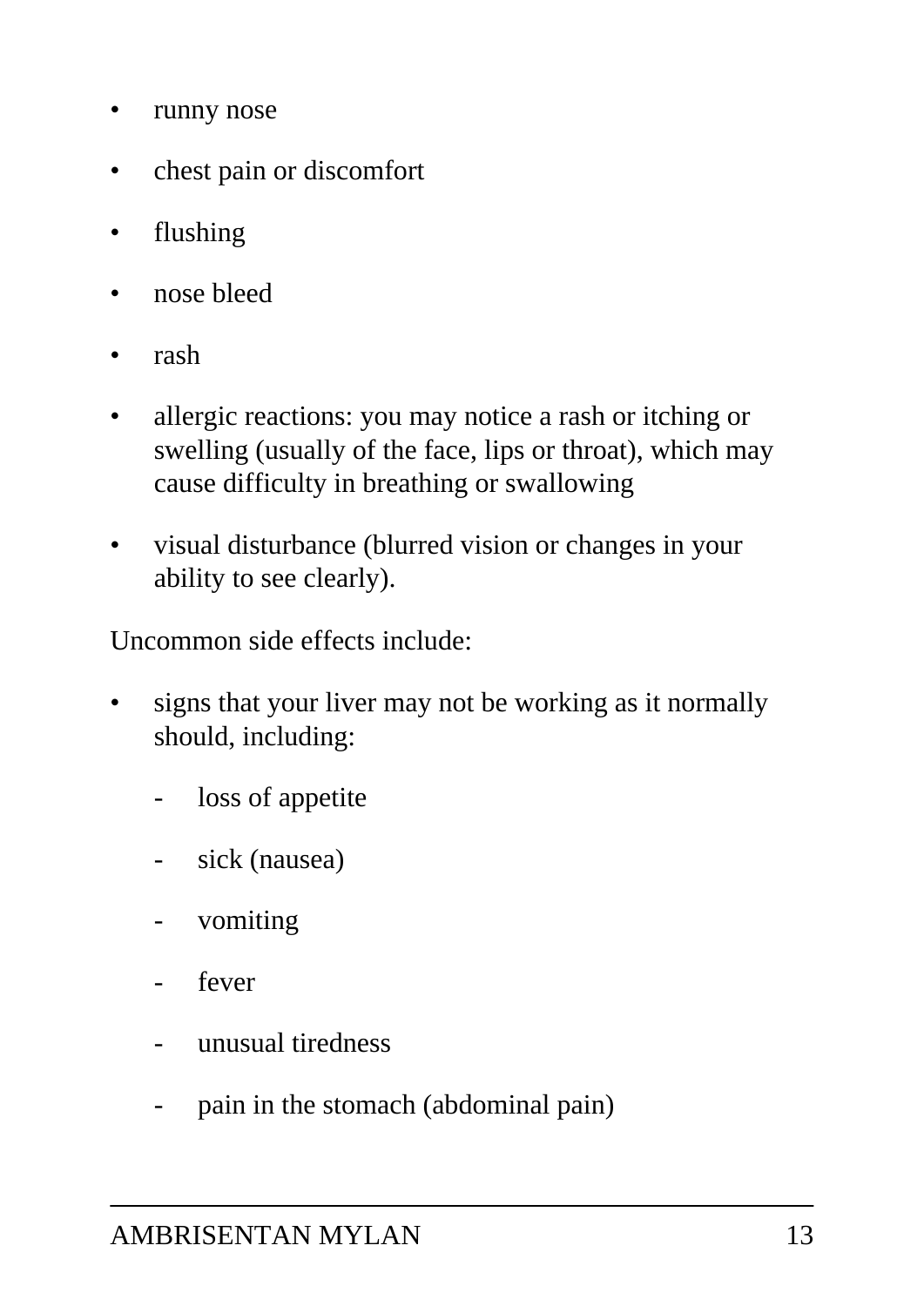- runny nose
- chest pain or discomfort
- flushing
- nose bleed
- rash
- allergic reactions: you may notice a rash or itching or swelling (usually of the face, lips or throat), which may cause difficulty in breathing or swallowing
- visual disturbance (blurred vision or changes in your ability to see clearly).

Uncommon side effects include:

- signs that your liver may not be working as it normally should, including:
    - loss of appetite
    - sick (nausea)
    - vomiting
    - fever
    - unusual tiredness
    - pain in the stomach (abdominal pain)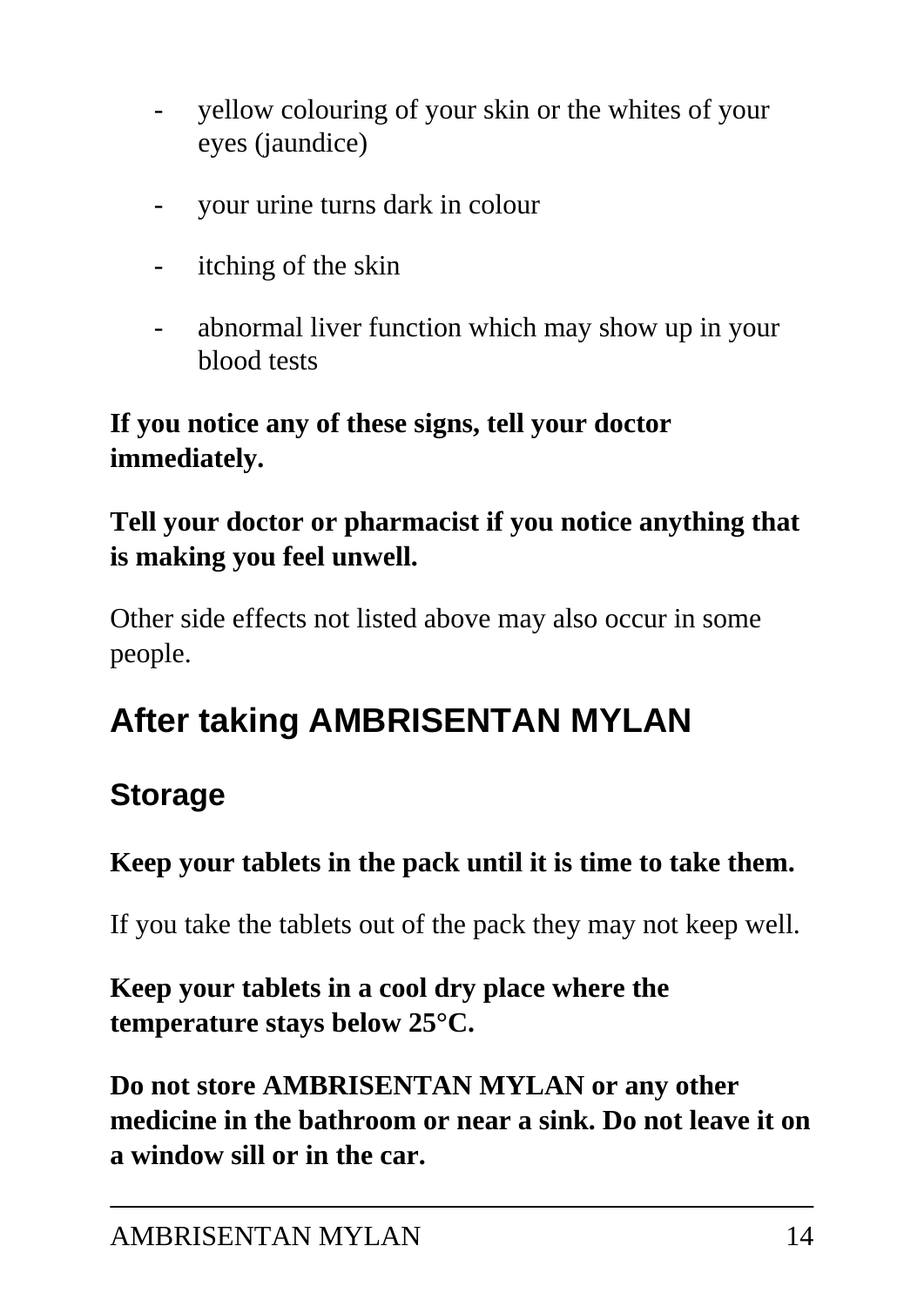- yellow colouring of your skin or the whites of your eyes (jaundice)
- your urine turns dark in colour
- itching of the skin
- abnormal liver function which may show up in your blood tests

**If you notice any of these signs, tell your doctor immediately.**

**Tell your doctor or pharmacist if you notice anything that is making you feel unwell.**

Other side effects not listed above may also occur in some people.

# After taking AMBRISENTAN MYLAN

## Storage

**Keep your tablets in the pack until it is time to take them.**

If you take the tablets out of the pack they may not keep well.

**Keep your tablets in a cool dry place where the temperature stays below 25°C.**

**Do not store AMBRISENTAN MYLAN or any other medicine in the bathroom or near a sink. Do not leave it on a window sill or in the car.**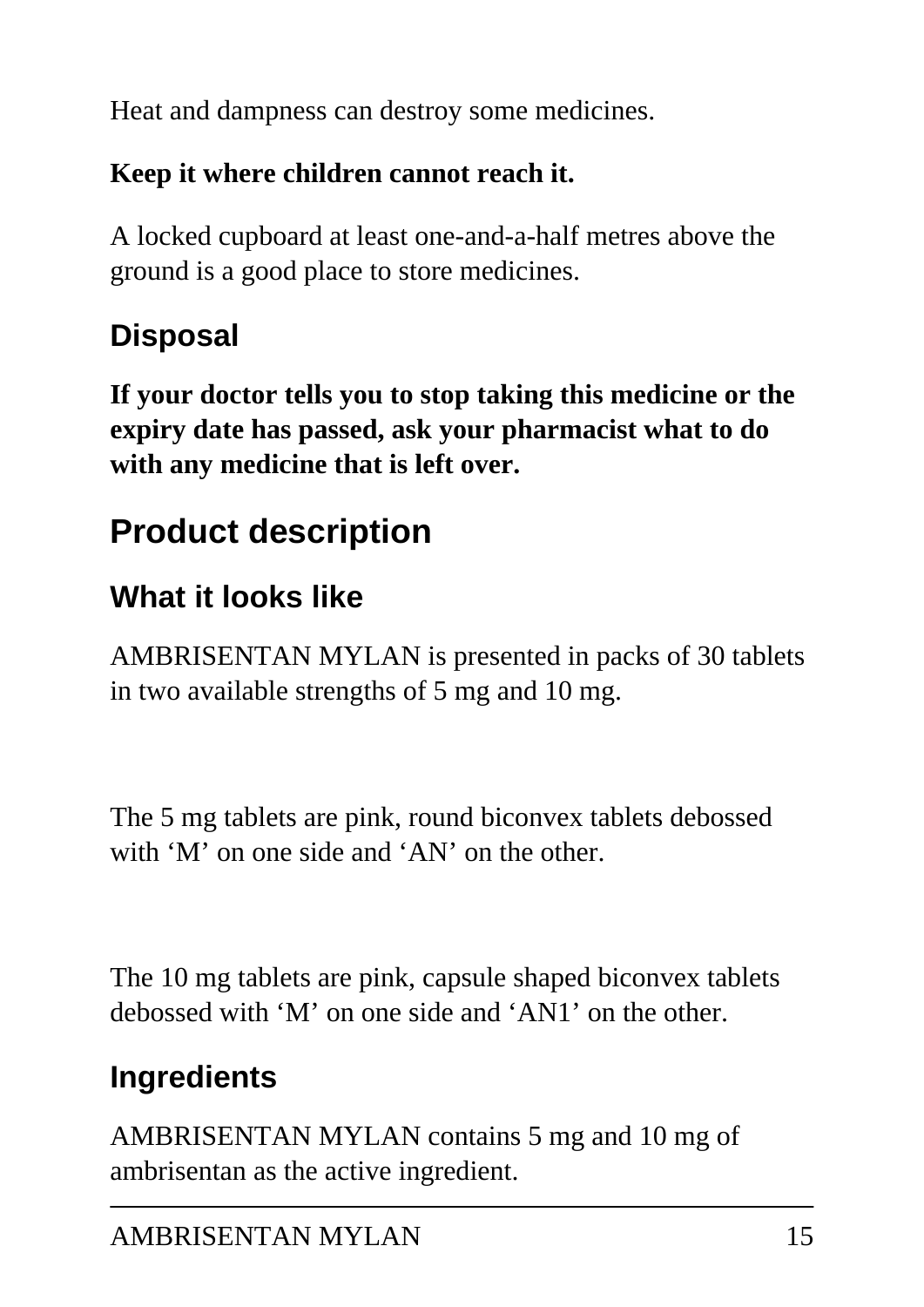Heat and dampness can destroy some medicines.

**Keep it where children cannot reach it.**

A locked cupboard at least one-and-a-half metres above the ground is a good place to store medicines.

### Disposal

**If your doctor tells you to stop taking this medicine or the expiry date has passed, ask your pharmacist what to do with any medicine that is left over.**

## Product description

### What it looks like

AMBRISENTAN MYLAN is presented in packs of 30 tablets in two available strengths of 5 mg and 10 mg.

The 5 mg tablets are pink, round biconvex tablets debossed with ‘M’ on one side and ‘AN’ on the other.

The 10 mg tablets are pink, capsule shaped biconvex tablets debossed with ‘M’ on one side and ‘AN1’ on the other.

### Ingredients

AMBRISENTAN MYLAN contains 5 mg and 10 mg of ambrisentan as the active ingredient.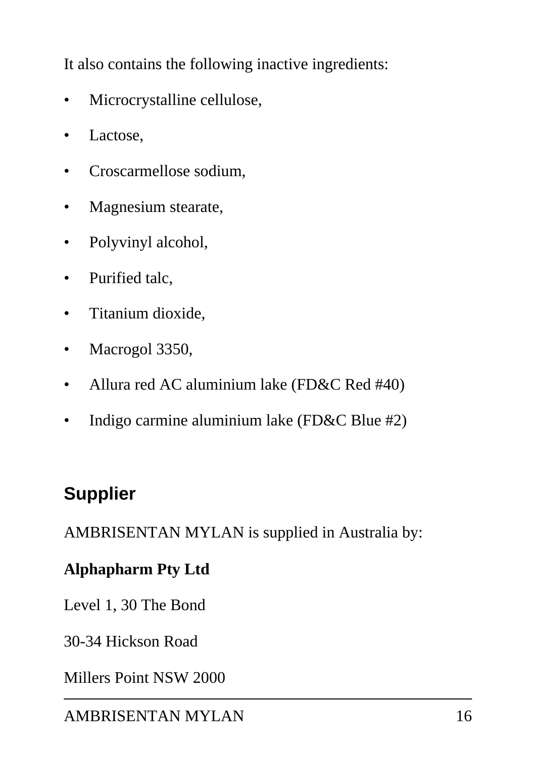It also contains the following inactive ingredients:

- Microcrystalline cellulose,
- Lactose,
- Croscarmellose sodium,
- Magnesium stearate,
- Polyvinyl alcohol,
- Purified talc,
- Titanium dioxide,
- Macrogol 3350,
- Allura red AC aluminium lake (FD&C Red #40)
- Indigo carmine aluminium lake (FD&C Blue #2)

## Supplier

AMBRISENTAN MYLAN is supplied in Australia by:

**Alphapharm Pty Ltd**

Level 1, 30 The Bond

30-34 Hickson Road

Millers Point NSW 2000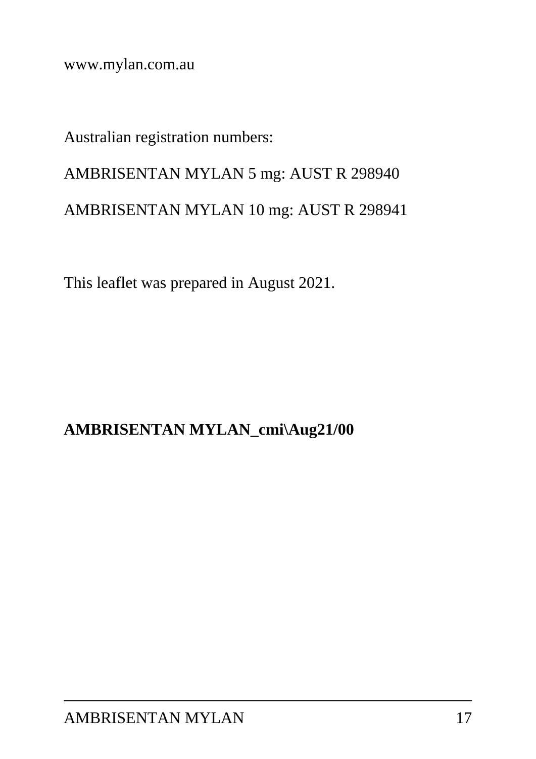www.mylan.com.au

Australian registration numbers:

AMBRISENTAN MYLAN 5 mg: AUST R 298940

AMBRISENTAN MYLAN 10 mg: AUST R 298941

This leaflet was prepared in August 2021.

**AMBRISENTAN MYLAN_cmi\Aug21/00**